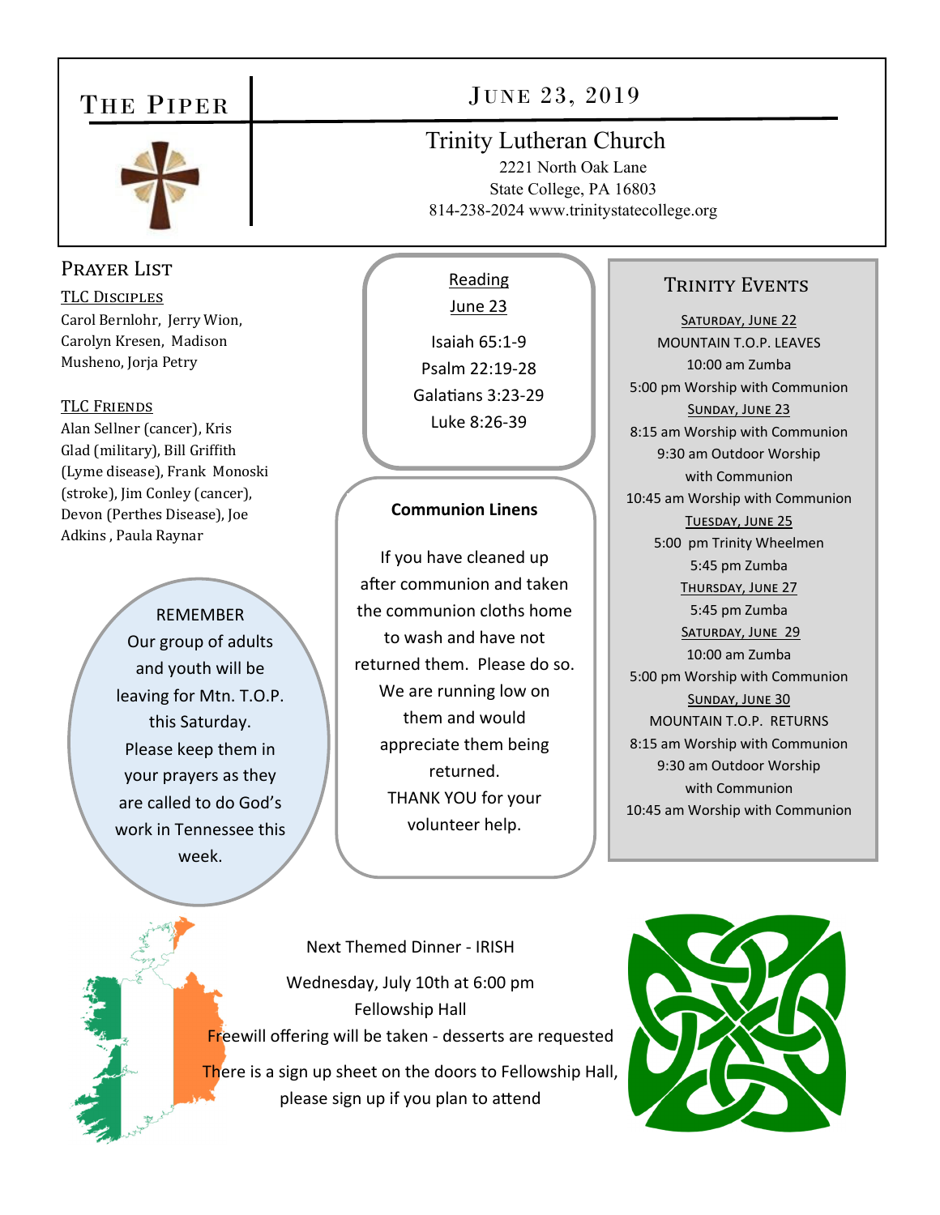# The Piper

## June 23, 2019

### Trinity Lutheran Church

2221 North Oak Lane
State College, PA 16803
814-238-2024 www.trinitystatecollege.org

## Prayer List

**TLC Disciples**

Carol Bernlohr, Jerry Wion, Carolyn Kresen, Madison Musheno, Jorja Petry

**TLC Friends**

Alan Sellner (cancer), Kris Glad (military), Bill Griffith (Lyme disease), Frank Monoski (stroke), Jim Conley (cancer), Devon (Perthes Disease), Joe Adkins , Paula Raynar

REMEMBER
Our group of adults and youth will be leaving for Mtn. T.O.P. this Saturday.
Please keep them in your prayers as they are called to do God's work in Tennessee this week.

**Reading**
**June 23**

Isaiah 65:1-9
Psalm 22:19-28
Galatians 3:23-29
Luke 8:26-39

**Communion Linens**

If you have cleaned up after communion and taken the communion cloths home to wash and have not returned them. Please do so. We are running low on them and would appreciate them being returned.
THANK YOU for your volunteer help.

## Trinity Events

**Saturday, June 22**
MOUNTAIN T.O.P. LEAVES
10:00 am Zumba
5:00 pm Worship with Communion

**Sunday, June 23**
8:15 am Worship with Communion
9:30 am Outdoor Worship with Communion
10:45 am Worship with Communion

**Tuesday, June 25**
5:00 pm Trinity Wheelmen
5:45 pm Zumba

**Thursday, June 27**
5:45 pm Zumba

**Saturday, June 29**
10:00 am Zumba
5:00 pm Worship with Communion

**Sunday, June 30**
MOUNTAIN T.O.P. RETURNS
8:15 am Worship with Communion
9:30 am Outdoor Worship with Communion
10:45 am Worship with Communion

Next Themed Dinner - IRISH

Wednesday, July 10th at 6:00 pm
Fellowship Hall
Freewill offering will be taken - desserts are requested

There is a sign up sheet on the doors to Fellowship Hall, please sign up if you plan to attend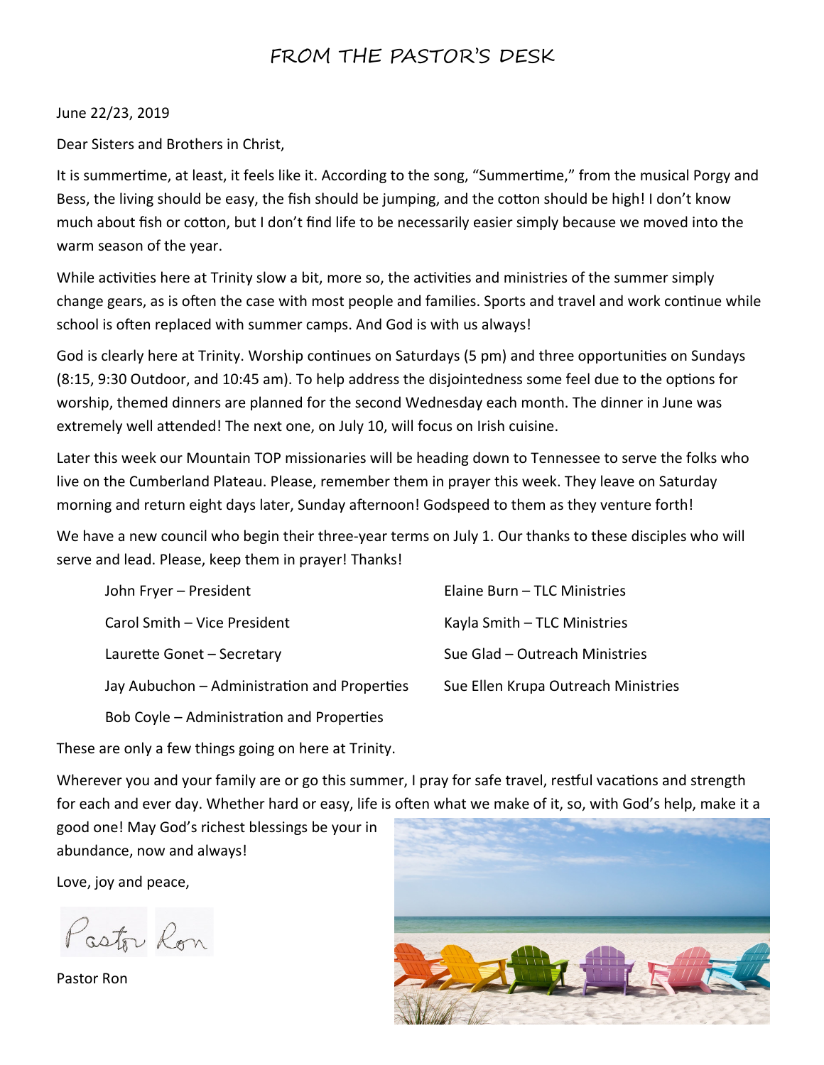# FROM THE PASTOR'S DESK

June 22/23, 2019

Dear Sisters and Brothers in Christ,

It is summertime, at least, it feels like it. According to the song, "Summertime," from the musical Porgy and Bess, the living should be easy, the fish should be jumping, and the cotton should be high! I don't know much about fish or cotton, but I don't find life to be necessarily easier simply because we moved into the warm season of the year.

While activities here at Trinity slow a bit, more so, the activities and ministries of the summer simply change gears, as is often the case with most people and families. Sports and travel and work continue while school is often replaced with summer camps. And God is with us always!

God is clearly here at Trinity. Worship continues on Saturdays (5 pm) and three opportunities on Sundays (8:15, 9:30 Outdoor, and 10:45 am). To help address the disjointedness some feel due to the options for worship, themed dinners are planned for the second Wednesday each month. The dinner in June was extremely well attended! The next one, on July 10, will focus on Irish cuisine.

Later this week our Mountain TOP missionaries will be heading down to Tennessee to serve the folks who live on the Cumberland Plateau. Please, remember them in prayer this week. They leave on Saturday morning and return eight days later, Sunday afternoon! Godspeed to them as they venture forth!

We have a new council who begin their three-year terms on July 1. Our thanks to these disciples who will serve and lead. Please, keep them in prayer! Thanks!

- John Fryer – President
- Carol Smith – Vice President
- Laurette Gonet – Secretary
- Jay Aubuchon – Administration and Properties
- Bob Coyle – Administration and Properties
- Elaine Burn – TLC Ministries
- Kayla Smith – TLC Ministries
- Sue Glad – Outreach Ministries
- Sue Ellen Krupa Outreach Ministries

These are only a few things going on here at Trinity.

Wherever you and your family are or go this summer, I pray for safe travel, restful vacations and strength for each and ever day. Whether hard or easy, life is often what we make of it, so, with God's help, make it a good one! May God's richest blessings be your in abundance, now and always!

Love, joy and peace,

Pastor Ron

Pastor Ron